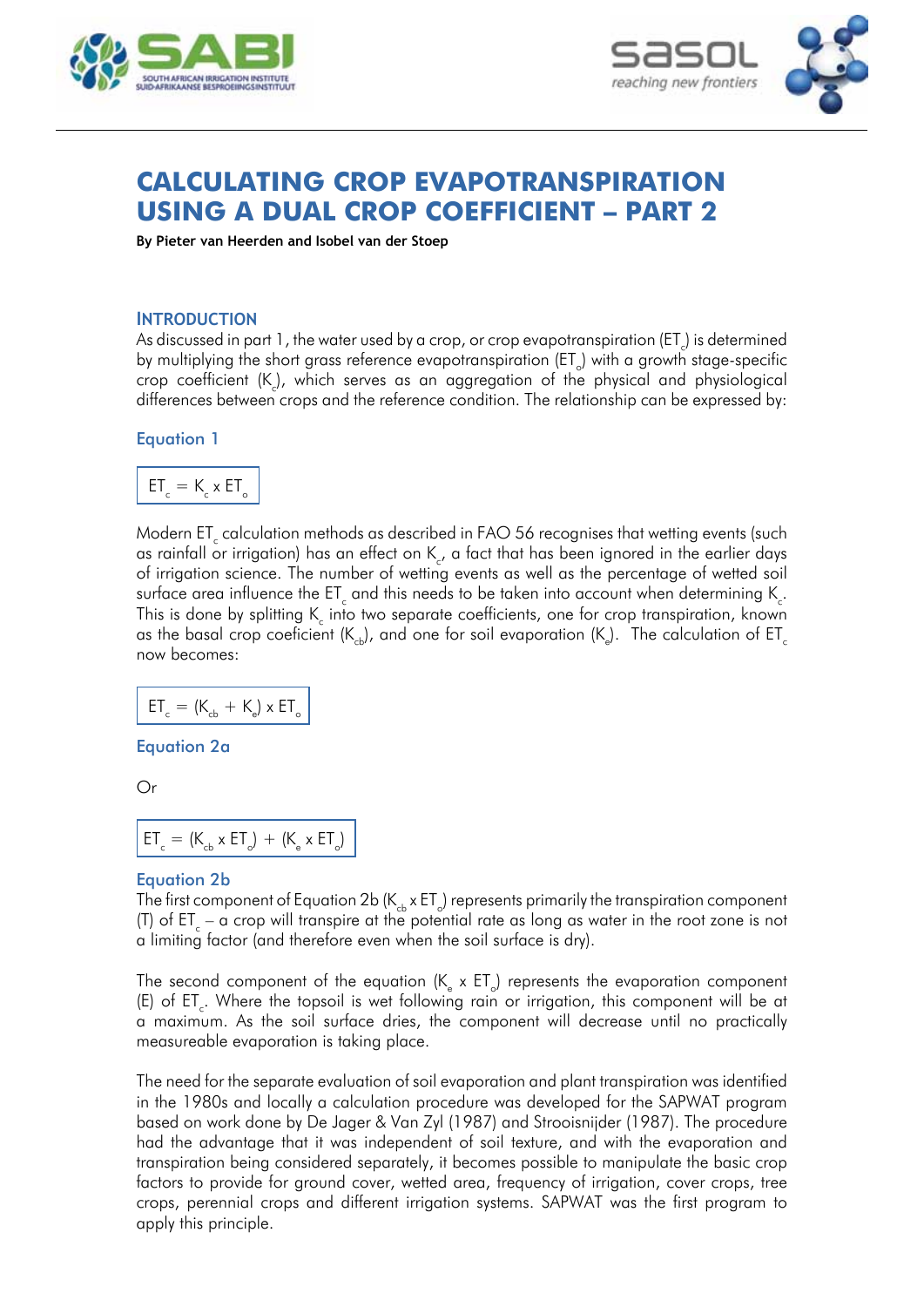# CALCULATING CROP EVAPOTRANSPIRATION USING A DUAL CROP COEFFICIENT – PART 2

**By Pieter van Heerden and Isobel van der Stoep**

## INTRODUCTION

As discussed in part 1, the water used by a crop, or crop evapotranspiration ($ET_c$) is determined by multiplying the short grass reference evapotranspiration ($ET_o$) with a growth stage-specific crop coefficient ($K_c$), which serves as an aggregation of the physical and physiological differences between crops and the reference condition. The relationship can be expressed by:

### Equation 1

$$ET_c = K_c \times ET_o$$

Modern $ET_c$ calculation methods as described in FAO 56 recognises that wetting events (such as rainfall or irrigation) has an effect on $K_c$, a fact that has been ignored in the earlier days of irrigation science. The number of wetting events as well as the percentage of wetted soil surface area influence the $ET_c$ and this needs to be taken into account when determining $K_c$. This is done by splitting $K_c$ into two separate coefficients, one for crop transpiration, known as the basal crop coeficient ($K_{cb}$), and one for soil evaporation ($K_e$). The calculation of $ET_c$ now becomes:

$$ET_c = (K_{cb} + K_e) \times ET_o$$

### Equation 2a

Or

$$ET_c = (K_{cb} \times ET_o) + (K_e \times ET_o)$$

### Equation 2b

The first component of Equation 2b ($K_{cb} \times ET_o$) represents primarily the transpiration component (T) of $ET_c$ – a crop will transpire at the potential rate as long as water in the root zone is not a limiting factor (and therefore even when the soil surface is dry).

The second component of the equation ($K_e \times ET_o$) represents the evaporation component (E) of $ET_c$. Where the topsoil is wet following rain or irrigation, this component will be at a maximum. As the soil surface dries, the component will decrease until no practically measureable evaporation is taking place.

The need for the separate evaluation of soil evaporation and plant transpiration was identified in the 1980s and locally a calculation procedure was developed for the SAPWAT program based on work done by De Jager & Van Zyl (1987) and Strooisnijder (1987). The procedure had the advantage that it was independent of soil texture, and with the evaporation and transpiration being considered separately, it becomes possible to manipulate the basic crop factors to provide for ground cover, wetted area, frequency of irrigation, cover crops, tree crops, perennial crops and different irrigation systems. SAPWAT was the first program to apply this principle.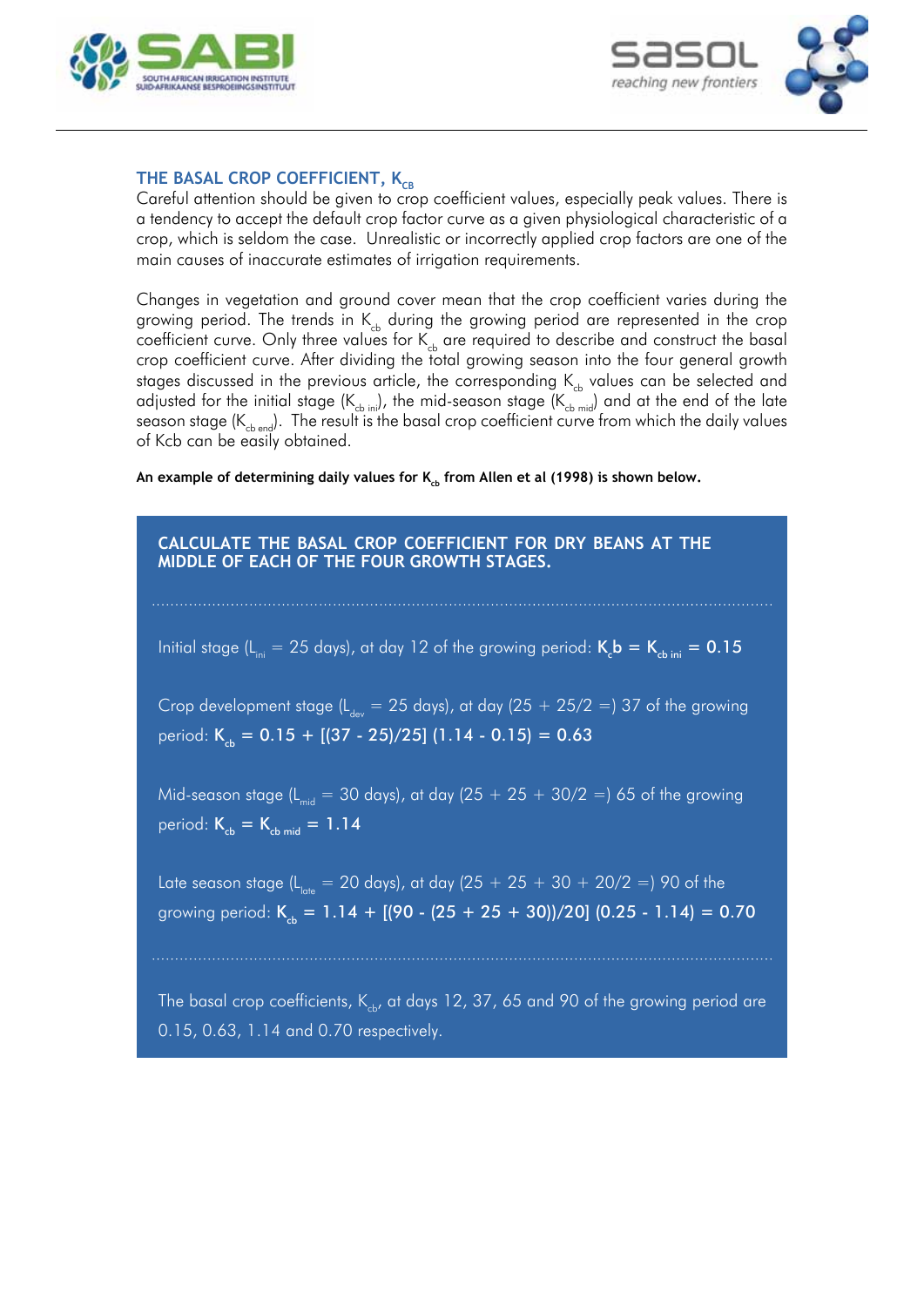## THE BASAL CROP COEFFICIENT, $K_{CB}$

Careful attention should be given to crop coefficient values, especially peak values. There is a tendency to accept the default crop factor curve as a given physiological characteristic of a crop, which is seldom the case. Unrealistic or incorrectly applied crop factors are one of the main causes of inaccurate estimates of irrigation requirements.

Changes in vegetation and ground cover mean that the crop coefficient varies during the growing period. The trends in $K_{cb}$ during the growing period are represented in the crop coefficient curve. Only three values for $K_{cb}$ are required to describe and construct the basal crop coefficient curve. After dividing the total growing season into the four general growth stages discussed in the previous article, the corresponding $K_{cb}$ values can be selected and adjusted for the initial stage ($K_{cb\ ini}$), the mid-season stage ($K_{cb\ mid}$) and at the end of the late season stage ($K_{cb\ end}$). The result is the basal crop coefficient curve from which the daily values of Kcb can be easily obtained.

**An example of determining daily values for $K_{cb}$ from Allen et al (1998) is shown below.**

### CALCULATE THE BASAL CROP COEFFICIENT FOR DRY BEANS AT THE MIDDLE OF EACH OF THE FOUR GROWTH STAGES.

Initial stage ($L_{ini}$ = 25 days), at day 12 of the growing period: $K_cb = K_{cb\ ini} = 0.15$

Crop development stage ($L_{dev}$ = 25 days), at day (25 + 25/2 =) 37 of the growing period: $K_{cb} = 0.15 + [(37 - 25)/25]\ (1.14 - 0.15) = 0.63$

Mid-season stage ($L_{mid}$ = 30 days), at day (25 + 25 + 30/2 =) 65 of the growing period: $K_{cb} = K_{cb\ mid} = 1.14$

Late season stage ($L_{late}$ = 20 days), at day (25 + 25 + 30 + 20/2 =) 90 of the growing period: $K_{cb} = 1.14 + [(90 - (25 + 25 + 30))/20]\ (0.25 - 1.14) = 0.70$

The basal crop coefficients, $K_{cb}$, at days 12, 37, 65 and 90 of the growing period are 0.15, 0.63, 1.14 and 0.70 respectively.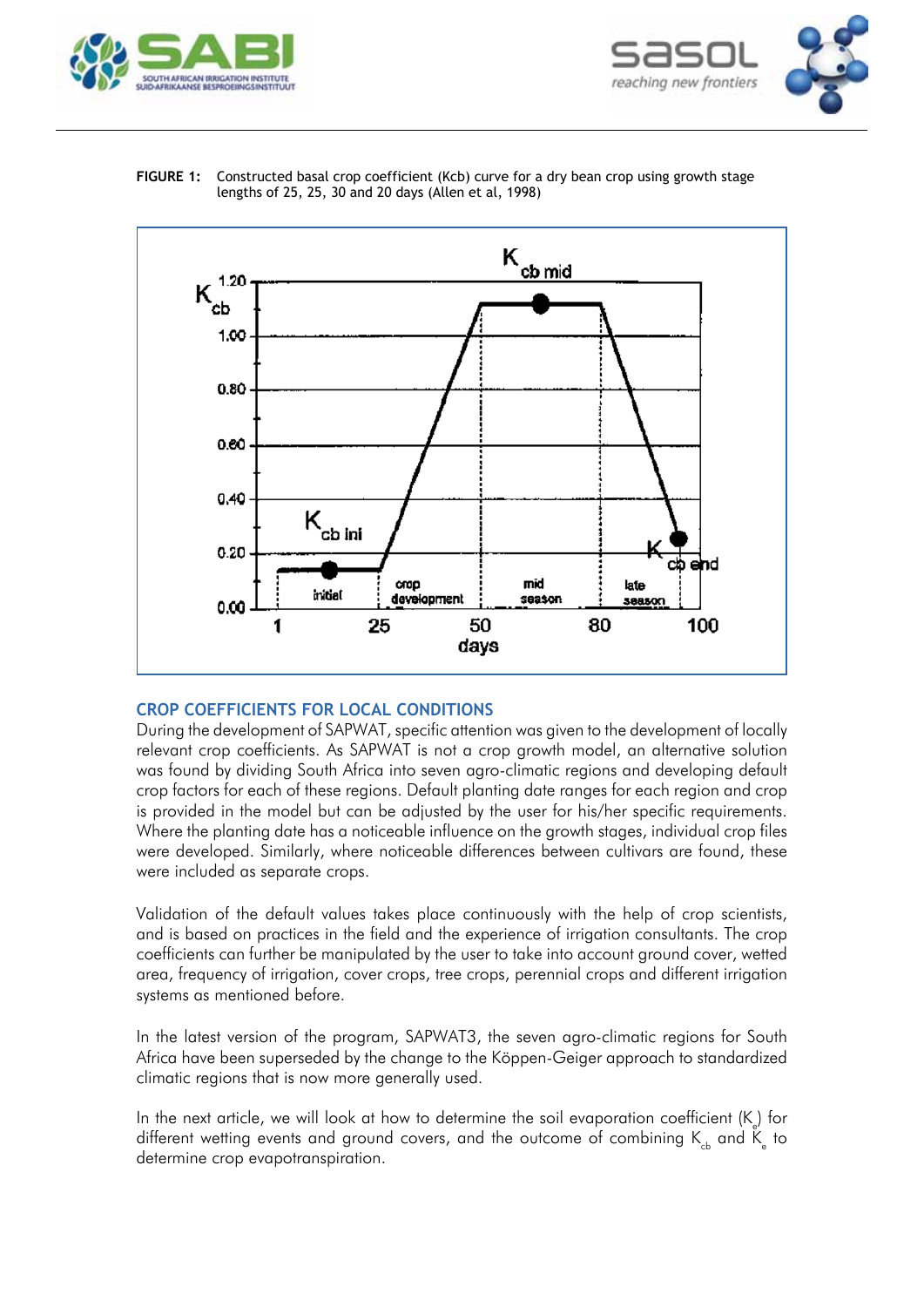**FIGURE 1:** Constructed basal crop coefficient (Kcb) curve for a dry bean crop using growth stage lengths of 25, 25, 30 and 20 days (Allen et al, 1998)

## CROP COEFFICIENTS FOR LOCAL CONDITIONS

During the development of SAPWAT, specific attention was given to the development of locally relevant crop coefficients. As SAPWAT is not a crop growth model, an alternative solution was found by dividing South Africa into seven agro-climatic regions and developing default crop factors for each of these regions. Default planting date ranges for each region and crop is provided in the model but can be adjusted by the user for his/her specific requirements. Where the planting date has a noticeable influence on the growth stages, individual crop files were developed. Similarly, where noticeable differences between cultivars are found, these were included as separate crops.

Validation of the default values takes place continuously with the help of crop scientists, and is based on practices in the field and the experience of irrigation consultants. The crop coefficients can further be manipulated by the user to take into account ground cover, wetted area, frequency of irrigation, cover crops, tree crops, perennial crops and different irrigation systems as mentioned before.

In the latest version of the program, SAPWAT3, the seven agro-climatic regions for South Africa have been superseded by the change to the Köppen-Geiger approach to standardized climatic regions that is now more generally used.

In the next article, we will look at how to determine the soil evaporation coefficient ($K_e$) for different wetting events and ground covers, and the outcome of combining $K_{cb}$ and $K_e$ to determine crop evapotranspiration.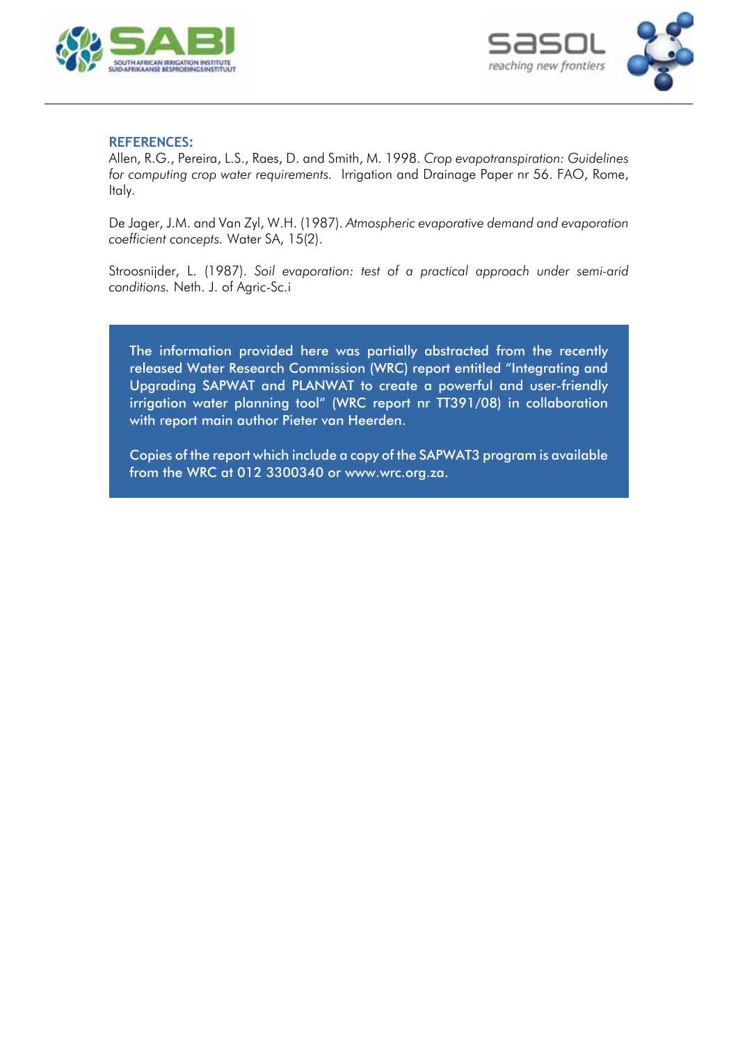## REFERENCES:

Allen, R.G., Pereira, L.S., Raes, D. and Smith, M. 1998. *Crop evapotranspiration: Guidelines for computing crop water requirements.* Irrigation and Drainage Paper nr 56. FAO, Rome, Italy.

De Jager, J.M. and Van Zyl, W.H. (1987). *Atmospheric evaporative demand and evaporation coefficient concepts.* Water SA, 15(2).

Stroosnijder, L. (1987). *Soil evaporation: test of a practical approach under semi-arid conditions.* Neth. J. of Agric-Sc.i

The information provided here was partially abstracted from the recently released Water Research Commission (WRC) report entitled "Integrating and Upgrading SAPWAT and PLANWAT to create a powerful and user-friendly irrigation water planning tool" (WRC report nr TT391/08) in collaboration with report main author Pieter van Heerden.

Copies of the report which include a copy of the SAPWAT3 program is available from the WRC at 012 3300340 or www.wrc.org.za.